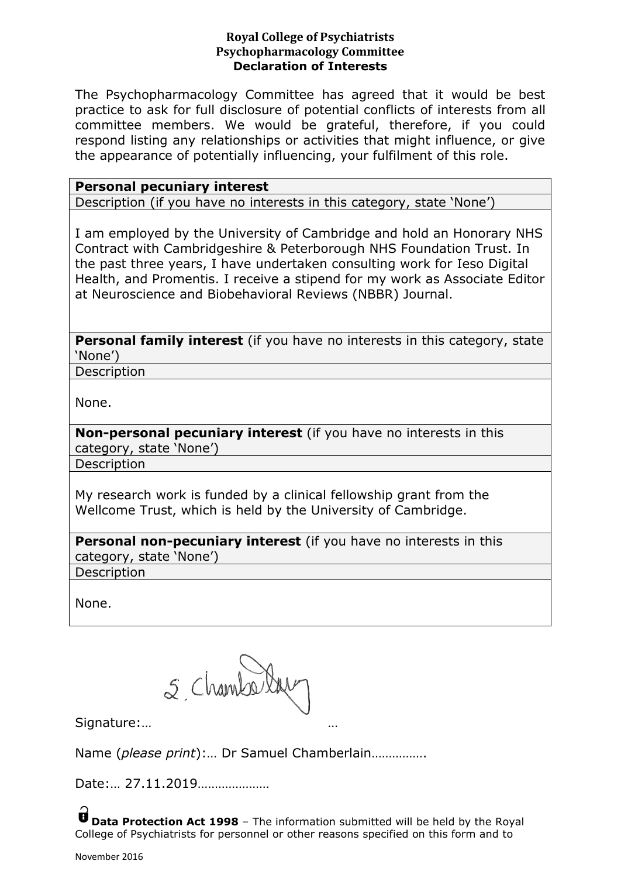**Royal College of Psychiatrists**
**Psychopharmacology Committee**
**Declaration of Interests**

The Psychopharmacology Committee has agreed that it would be best practice to ask for full disclosure of potential conflicts of interests from all committee members. We would be grateful, therefore, if you could respond listing any relationships or activities that might influence, or give the appearance of potentially influencing, your fulfilment of this role.

| **Personal pecuniary interest** |
| --- |
| Description (if you have no interests in this category, state 'None') |
| I am employed by the University of Cambridge and hold an Honorary NHS Contract with Cambridgeshire & Peterborough NHS Foundation Trust. In the past three years, I have undertaken consulting work for Ieso Digital Health, and Promentis. I receive a stipend for my work as Associate Editor at Neuroscience and Biobehavioral Reviews (NBBR) Journal. |
| **Personal family interest** (if you have no interests in this category, state 'None') |
| Description |
| None. |
| **Non-personal pecuniary interest** (if you have no interests in this category, state 'None') |
| Description |
| My research work is funded by a clinical fellowship grant from the Wellcome Trust, which is held by the University of Cambridge. |
| **Personal non-pecuniary interest** (if you have no interests in this category, state 'None') |
| Description |
| None. |

Signature:… S. Chamberlain …

Name (*please print*):… Dr Samuel Chamberlain…………….

Date:… 27.11.2019…………………

**Data Protection Act 1998** – The information submitted will be held by the Royal College of Psychiatrists for personnel or other reasons specified on this form and to

November 2016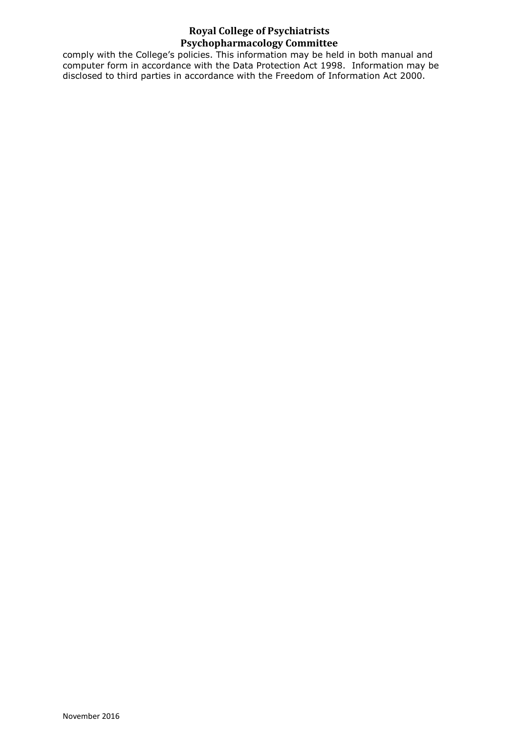comply with the College's policies. This information may be held in both manual and computer form in accordance with the Data Protection Act 1998. Information may be disclosed to third parties in accordance with the Freedom of Information Act 2000.